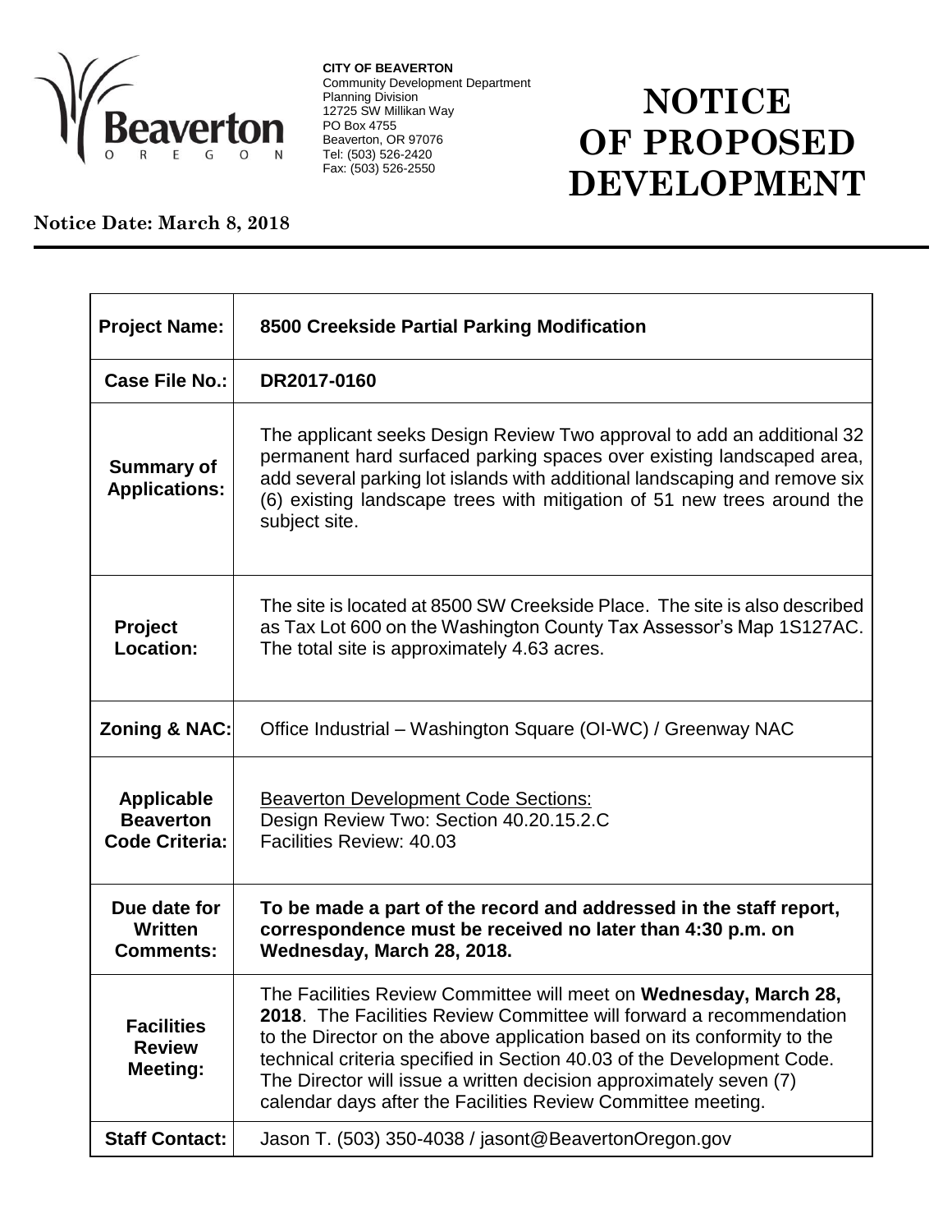**CITY OF BEAVERTON**
Community Development Department
Planning Division
12725 SW Millikan Way
PO Box 4755
Beaverton, OR 97076
Tel: (503) 526-2420
Fax: (503) 526-2550

# NOTICE OF PROPOSED DEVELOPMENT

**Notice Date: March 8, 2018**

| | |
|---|---|
| **Project Name:** | **8500 Creekside Partial Parking Modification** |
| **Case File No.:** | **DR2017-0160** |
| **Summary of Applications:** | The applicant seeks Design Review Two approval to add an additional 32 permanent hard surfaced parking spaces over existing landscaped area, add several parking lot islands with additional landscaping and remove six (6) existing landscape trees with mitigation of 51 new trees around the subject site. |
| **Project Location:** | The site is located at 8500 SW Creekside Place. The site is also described as Tax Lot 600 on the Washington County Tax Assessor's Map 1S127AC. The total site is approximately 4.63 acres. |
| **Zoning & NAC:** | Office Industrial – Washington Square (OI-WC) / Greenway NAC |
| **Applicable Beaverton Code Criteria:** | Beaverton Development Code Sections:<br>Design Review Two: Section 40.20.15.2.C<br>Facilities Review: 40.03 |
| **Due date for Written Comments:** | **To be made a part of the record and addressed in the staff report, correspondence must be received no later than 4:30 p.m. on Wednesday, March 28, 2018.** |
| **Facilities Review Meeting:** | The Facilities Review Committee will meet on **Wednesday, March 28, 2018**. The Facilities Review Committee will forward a recommendation to the Director on the above application based on its conformity to the technical criteria specified in Section 40.03 of the Development Code. The Director will issue a written decision approximately seven (7) calendar days after the Facilities Review Committee meeting. |
| **Staff Contact:** | Jason T. (503) 350-4038 / jasont@BeavertonOregon.gov |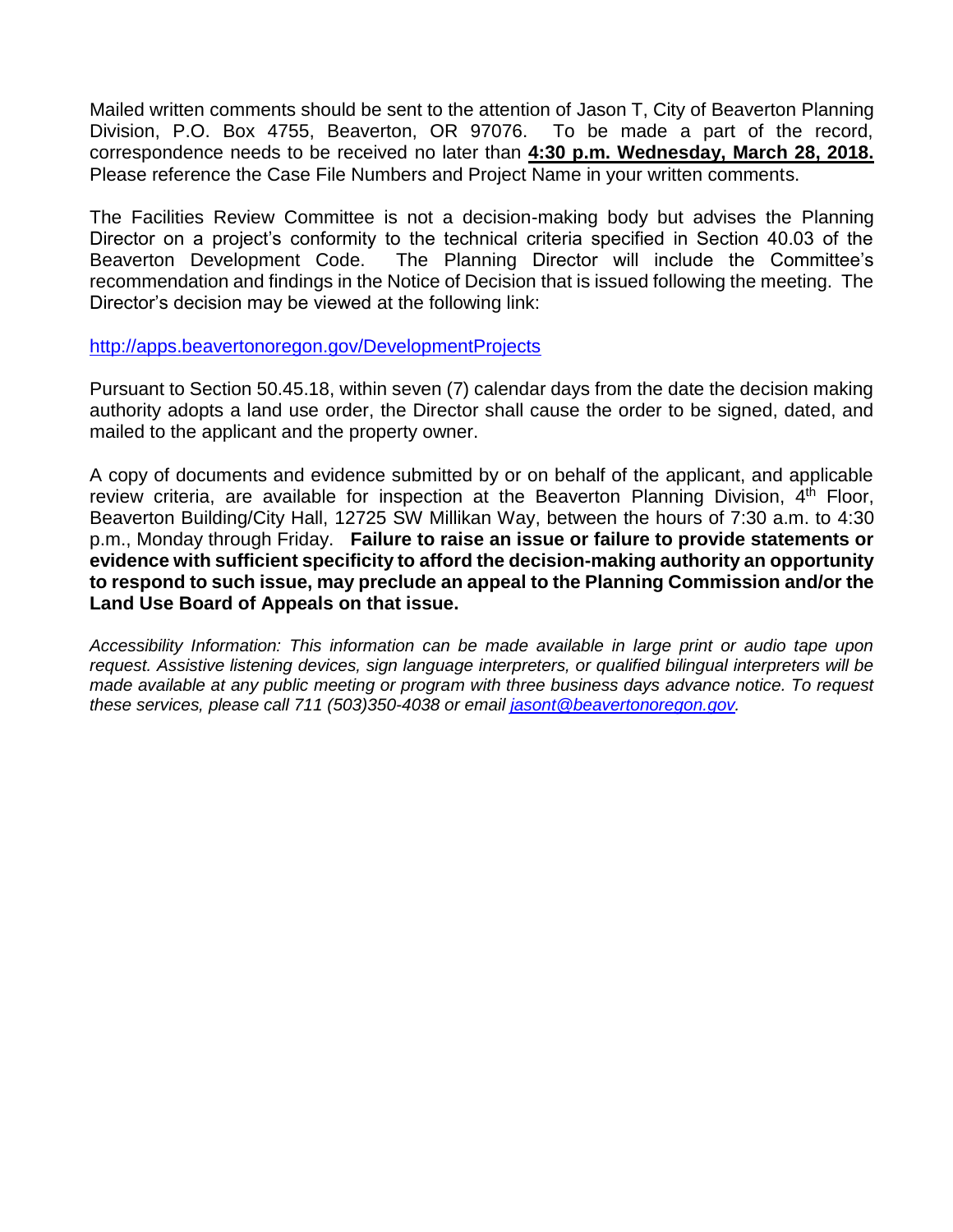Mailed written comments should be sent to the attention of Jason T, City of Beaverton Planning Division, P.O. Box 4755, Beaverton, OR 97076. To be made a part of the record, correspondence needs to be received no later than **4:30 p.m. Wednesday, March 28, 2018.** Please reference the Case File Numbers and Project Name in your written comments.

The Facilities Review Committee is not a decision-making body but advises the Planning Director on a project's conformity to the technical criteria specified in Section 40.03 of the Beaverton Development Code. The Planning Director will include the Committee's recommendation and findings in the Notice of Decision that is issued following the meeting. The Director's decision may be viewed at the following link:

http://apps.beavertonoregon.gov/DevelopmentProjects

Pursuant to Section 50.45.18, within seven (7) calendar days from the date the decision making authority adopts a land use order, the Director shall cause the order to be signed, dated, and mailed to the applicant and the property owner.

A copy of documents and evidence submitted by or on behalf of the applicant, and applicable review criteria, are available for inspection at the Beaverton Planning Division, 4th Floor, Beaverton Building/City Hall, 12725 SW Millikan Way, between the hours of 7:30 a.m. to 4:30 p.m., Monday through Friday. **Failure to raise an issue or failure to provide statements or evidence with sufficient specificity to afford the decision-making authority an opportunity to respond to such issue, may preclude an appeal to the Planning Commission and/or the Land Use Board of Appeals on that issue.**

*Accessibility Information: This information can be made available in large print or audio tape upon request. Assistive listening devices, sign language interpreters, or qualified bilingual interpreters will be made available at any public meeting or program with three business days advance notice. To request these services, please call 711 (503)350-4038 or email jasont@beavertonoregon.gov.*